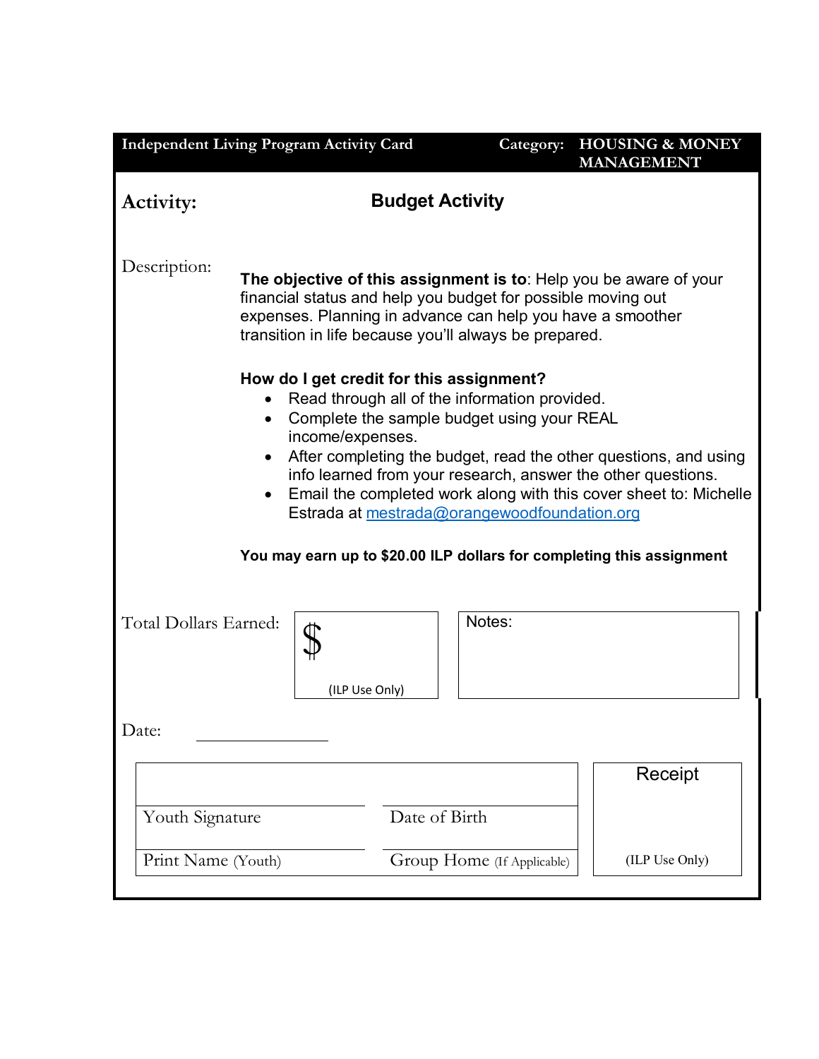**Independent Living Program Activity Card** | **Category: HOUSING & MONEY MANAGEMENT**

**Activity:** **Budget Activity**

Description:

**The objective of this assignment is to**: Help you be aware of your financial status and help you budget for possible moving out expenses. Planning in advance can help you have a smoother transition in life because you'll always be prepared.

**How do I get credit for this assignment?**

- Read through all of the information provided.
- Complete the sample budget using your REAL income/expenses.
- After completing the budget, read the other questions, and using info learned from your research, answer the other questions.
- Email the completed work along with this cover sheet to: Michelle Estrada at mestrada@orangewoodfoundation.org

**You may earn up to $20.00 ILP dollars for completing this assignment**

Total Dollars Earned: $ (ILP Use Only)

Notes:

Date: ______________

| | | |
|---|---|---|
| Youth Signature | Date of Birth | Receipt |
| Print Name (Youth) | Group Home (If Applicable) | (ILP Use Only) |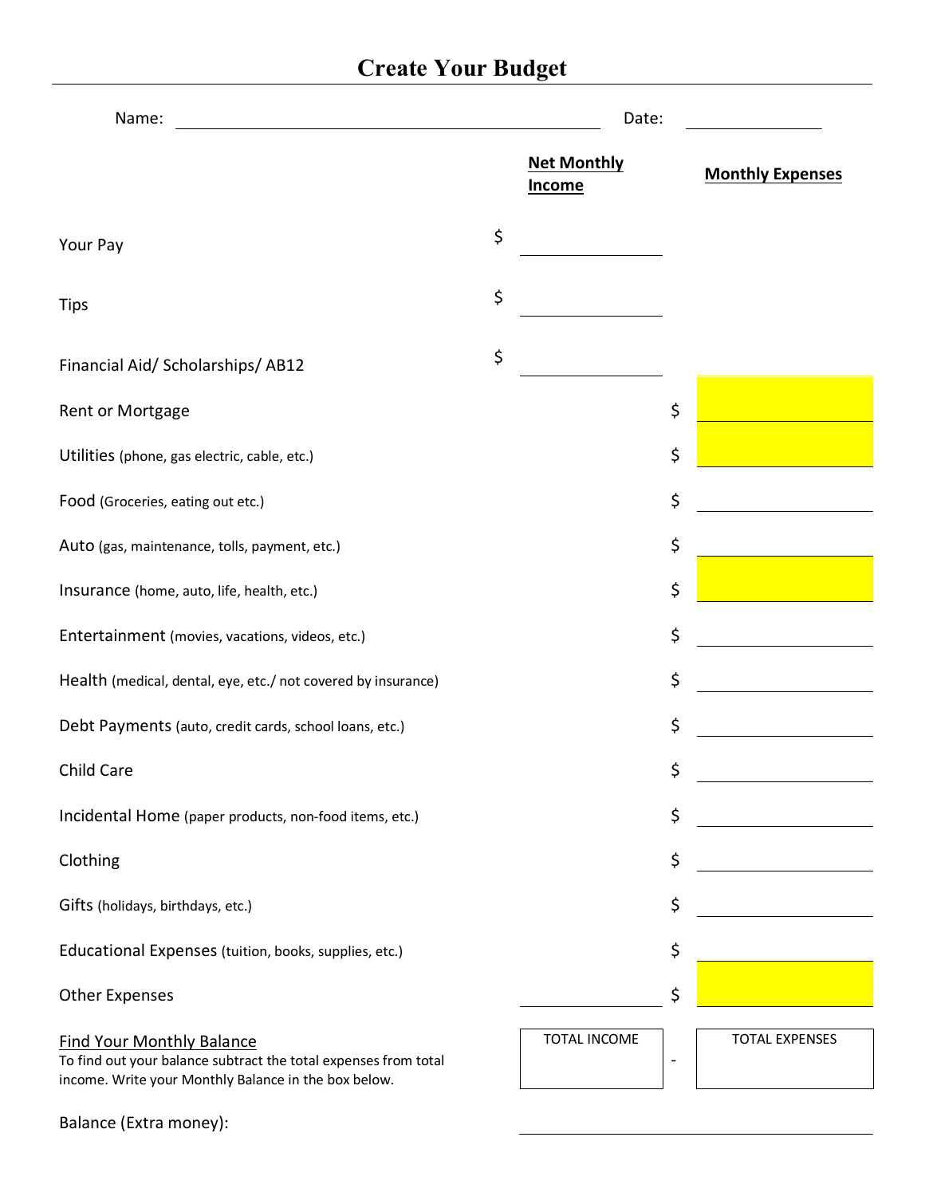# Create Your Budget

Name: ______________________________ Date: ______________

| | Net Monthly Income | Monthly Expenses |
|---|---|---|
| Your Pay | $ ________ | |
| Tips | $ ________ | |
| Financial Aid/ Scholarships/ AB12 | $ ________ | |
| Rent or Mortgage | | $ ________ |
| Utilities (phone, gas electric, cable, etc.) | | $ ________ |
| Food (Groceries, eating out etc.) | | $ ________ |
| Auto (gas, maintenance, tolls, payment, etc.) | | $ ________ |
| Insurance (home, auto, life, health, etc.) | | $ ________ |
| Entertainment (movies, vacations, videos, etc.) | | $ ________ |
| Health (medical, dental, eye, etc./ not covered by insurance) | | $ ________ |
| Debt Payments (auto, credit cards, school loans, etc.) | | $ ________ |
| Child Care | | $ ________ |
| Incidental Home (paper products, non-food items, etc.) | | $ ________ |
| Clothing | | $ ________ |
| Gifts (holidays, birthdays, etc.) | | $ ________ |
| Educational Expenses (tuition, books, supplies, etc.) | | $ ________ |
| Other Expenses | ________ | $ ________ |

<u>Find Your Monthly Balance</u>

To find out your balance subtract the total expenses from total income. Write your Monthly Balance in the box below.

| TOTAL INCOME | - | TOTAL EXPENSES |
|---|---|---|
| | | |

Balance (Extra money): ______________________________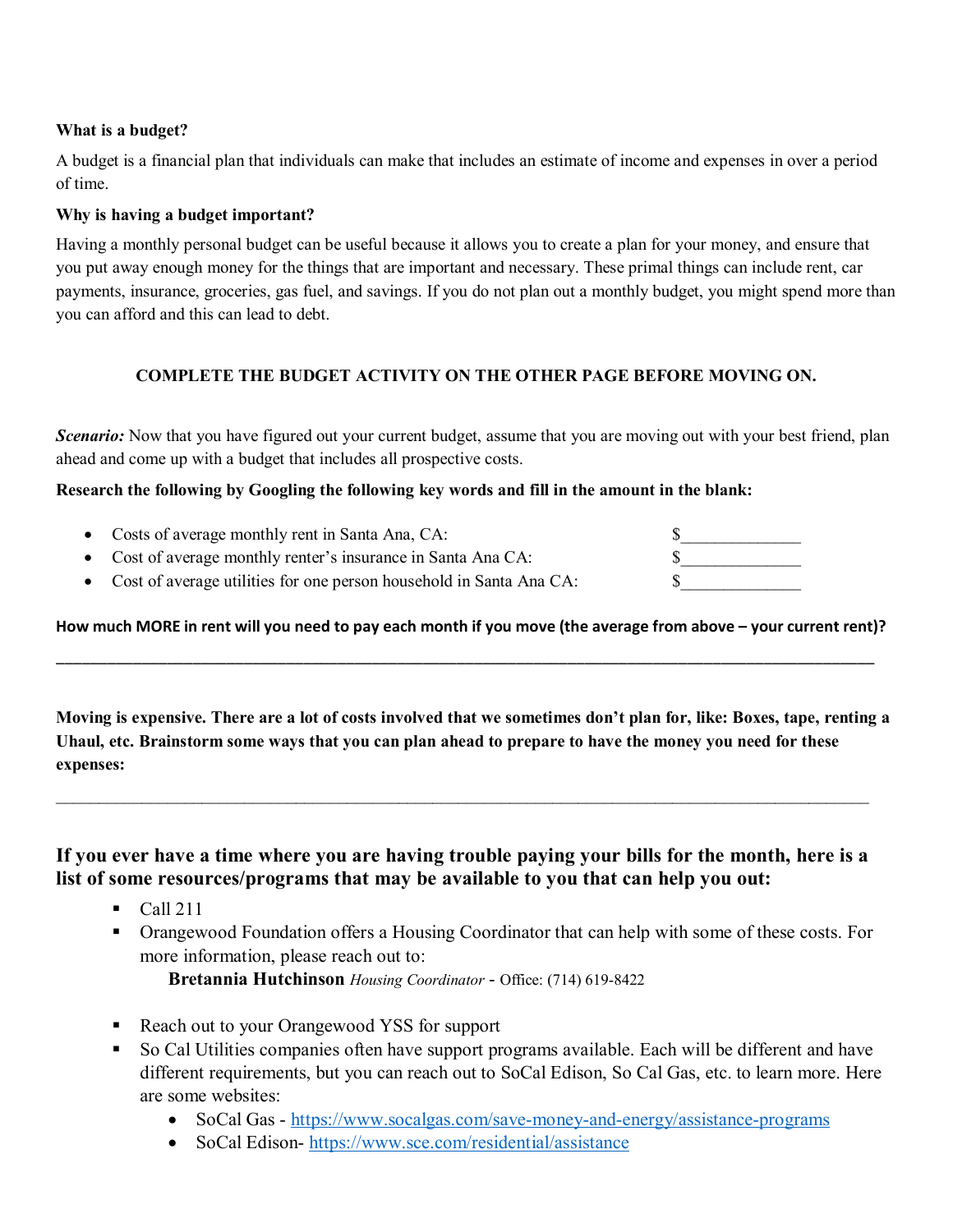**What is a budget?**

A budget is a financial plan that individuals can make that includes an estimate of income and expenses in over a period of time.

**Why is having a budget important?**

Having a monthly personal budget can be useful because it allows you to create a plan for your money, and ensure that you put away enough money for the things that are important and necessary. These primal things can include rent, car payments, insurance, groceries, gas fuel, and savings. If you do not plan out a monthly budget, you might spend more than you can afford and this can lead to debt.

**COMPLETE THE BUDGET ACTIVITY ON THE OTHER PAGE BEFORE MOVING ON.**

***Scenario:*** Now that you have figured out your current budget, assume that you are moving out with your best friend, plan ahead and come up with a budget that includes all prospective costs.

**Research the following by Googling the following key words and fill in the amount in the blank:**

- Costs of average monthly rent in Santa Ana, CA: $______________
- Cost of average monthly renter's insurance in Santa Ana CA: $______________
- Cost of average utilities for one person household in Santa Ana CA: $______________

**How much MORE in rent will you need to pay each month if you move (the average from above – your current rent)?**

______________________________________________________________________________________________

**Moving is expensive. There are a lot of costs involved that we sometimes don't plan for, like: Boxes, tape, renting a Uhaul, etc. Brainstorm some ways that you can plan ahead to prepare to have the money you need for these expenses:**

______________________________________________________________________________________________

## If you ever have a time where you are having trouble paying your bills for the month, here is a list of some resources/programs that may be available to you that can help you out:

- Call 211
- Orangewood Foundation offers a Housing Coordinator that can help with some of these costs. For more information, please reach out to:

  **Bretannia Hutchinson** *Housing Coordinator* - Office: (714) 619-8422

- Reach out to your Orangewood YSS for support
- So Cal Utilities companies often have support programs available. Each will be different and have different requirements, but you can reach out to SoCal Edison, So Cal Gas, etc. to learn more. Here are some websites:
  - SoCal Gas - https://www.socalgas.com/save-money-and-energy/assistance-programs
  - SoCal Edison- https://www.sce.com/residential/assistance